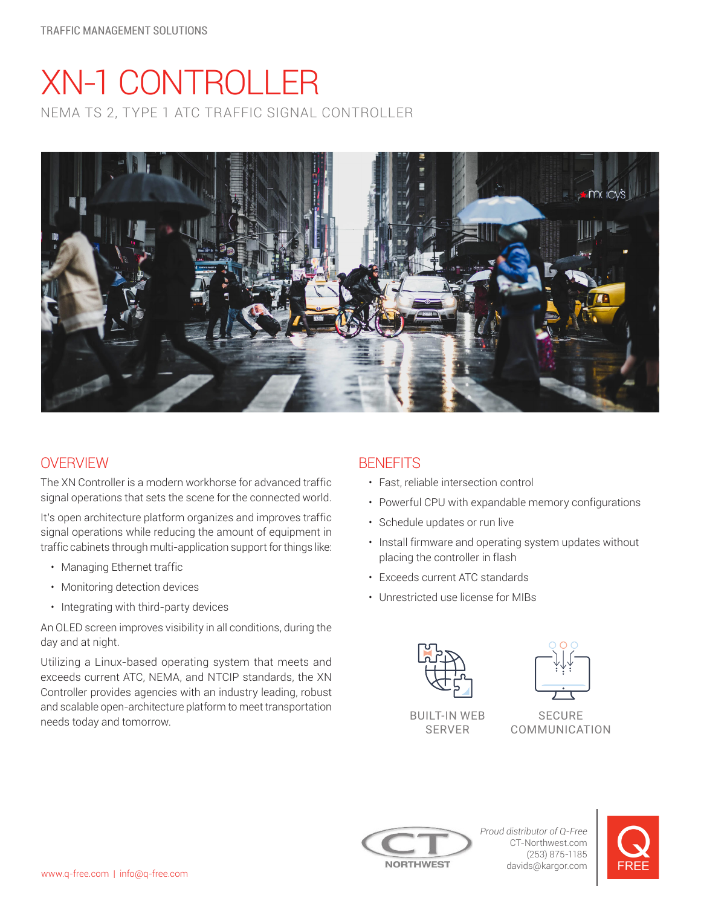TRAFFIC MANAGEMENT SOLUTIONS

# XN-1 CONTROLLER

NEMA TS 2, TYPE 1 ATC TRAFFIC SIGNAL CONTROLLER

## OVERVIEW

The XN Controller is a modern workhorse for advanced traffic signal operations that sets the scene for the connected world.

It's open architecture platform organizes and improves traffic signal operations while reducing the amount of equipment in traffic cabinets through multi-application support for things like:

- Managing Ethernet traffic
- Monitoring detection devices
- Integrating with third-party devices

An OLED screen improves visibility in all conditions, during the day and at night.

Utilizing a Linux-based operating system that meets and exceeds current ATC, NEMA, and NTCIP standards, the XN Controller provides agencies with an industry leading, robust and scalable open-architecture platform to meet transportation needs today and tomorrow.

## BENEFITS

- Fast, reliable intersection control
- Powerful CPU with expandable memory configurations
- Schedule updates or run live
- Install firmware and operating system updates without placing the controller in flash
- Exceeds current ATC standards
- Unrestricted use license for MIBs

BUILT-IN WEB SERVER

SECURE COMMUNICATION

*Proud distributor of Q-Free*
CT-Northwest.com
(253) 875-1185
davids@kargor.com

www.q-free.com | info@q-free.com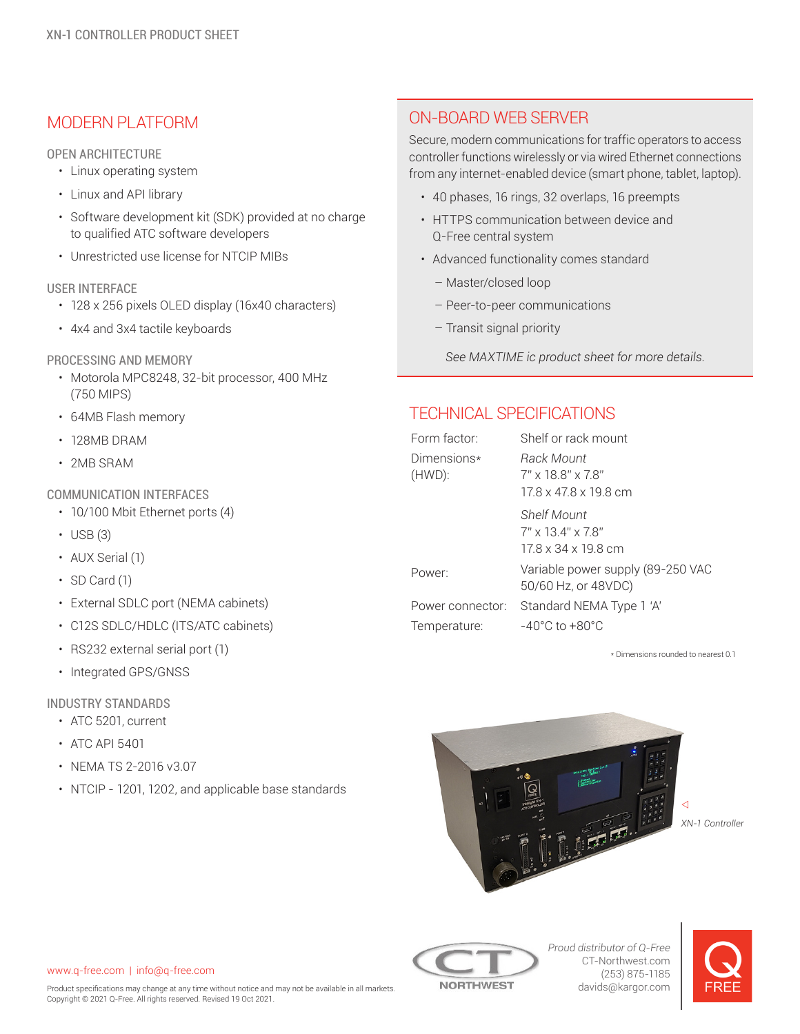## MODERN PLATFORM

### OPEN ARCHITECTURE

- Linux operating system
- Linux and API library
- Software development kit (SDK) provided at no charge to qualified ATC software developers
- Unrestricted use license for NTCIP MIBs

### USER INTERFACE

- 128 x 256 pixels OLED display (16x40 characters)
- 4x4 and 3x4 tactile keyboards

### PROCESSING AND MEMORY

- Motorola MPC8248, 32-bit processor, 400 MHz (750 MIPS)
- 64MB Flash memory
- 128MB DRAM
- 2MB SRAM

### COMMUNICATION INTERFACES

- 10/100 Mbit Ethernet ports (4)
- USB (3)
- AUX Serial (1)
- SD Card (1)
- External SDLC port (NEMA cabinets)
- C12S SDLC/HDLC (ITS/ATC cabinets)
- RS232 external serial port (1)
- Integrated GPS/GNSS

### INDUSTRY STANDARDS

- ATC 5201, current
- ATC API 5401
- NEMA TS 2-2016 v3.07
- NTCIP - 1201, 1202, and applicable base standards

## ON-BOARD WEB SERVER

Secure, modern communications for traffic operators to access controller functions wirelessly or via wired Ethernet connections from any internet-enabled device (smart phone, tablet, laptop).

- 40 phases, 16 rings, 32 overlaps, 16 preempts
- HTTPS communication between device and Q-Free central system
- Advanced functionality comes standard
  - Master/closed loop
  - Peer-to-peer communications
  - Transit signal priority

*See MAXTIME ic product sheet for more details.*

## TECHNICAL SPECIFICATIONS

| | |
|---|---|
| Form factor: | Shelf or rack mount |
| Dimensions* (HWD): | *Rack Mount* 7" x 18.8" x 7.8" 17.8 x 47.8 x 19.8 cm |
| | *Shelf Mount* 7" x 13.4" x 7.8" 17.8 x 34 x 19.8 cm |
| Power: | Variable power supply (89-250 VAC 50/60 Hz, or 48VDC) |
| Power connector: | Standard NEMA Type 1 'A' |
| Temperature: | -40°C to +80°C |

* Dimensions rounded to nearest 0.1

*XN-1 Controller*

*Proud distributor of Q-Free*
CT-Northwest.com
(253) 875-1185
davids@kargor.com

www.q-free.com | info@q-free.com

Product specifications may change at any time without notice and may not be available in all markets. Copyright © 2021 Q-Free. All rights reserved. Revised 19 Oct 2021.